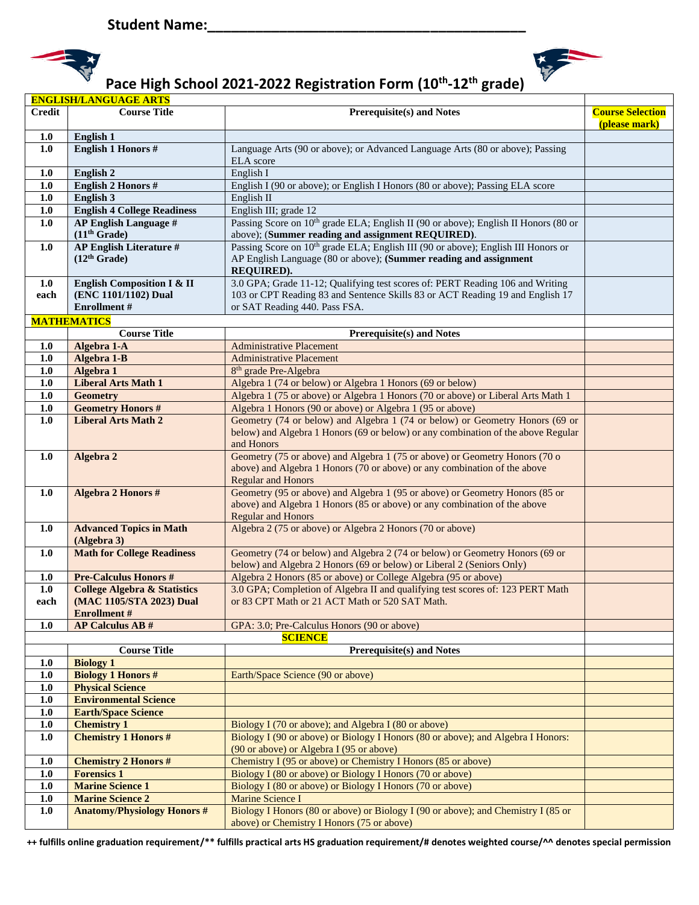**Student Name:_______________________________________**

# Pace High School 2021-2022 Registration Form ($10^{th}$-$12^{th}$ grade)

| Credit | Course Title | Prerequisite(s) and Notes | Course Selection (please mark) |
|---|---|---|---|
| **ENGLISH/LANGUAGE ARTS** | | | |
| 1.0 | **English 1** | | |
| 1.0 | **English 1 Honors #** | Language Arts (90 or above); or Advanced Language Arts (80 or above); Passing ELA score | |
| 1.0 | **English 2** | English I | |
| 1.0 | **English 2 Honors #** | English I (90 or above); or English I Honors (80 or above); Passing ELA score | |
| 1.0 | **English 3** | English II | |
| 1.0 | **English 4 College Readiness** | English III; grade 12 | |
| 1.0 | **AP English Language # (11th Grade)** | Passing Score on 10th grade ELA; English II (90 or above); English II Honors (80 or above); **(Summer reading and assignment REQUIRED)**. | |
| 1.0 | **AP English Literature # (12th Grade)** | Passing Score on 10th grade ELA; English III (90 or above); English III Honors or AP English Language (80 or above); **(Summer reading and assignment REQUIRED).** | |
| 1.0 each | **English Composition I & II (ENC 1101/1102) Dual Enrollment #** | 3.0 GPA; Grade 11-12; Qualifying test scores of: PERT Reading 106 and Writing 103 or CPT Reading 83 and Sentence Skills 83 or ACT Reading 19 and English 17 or SAT Reading 440. Pass FSA. | |
| **MATHEMATICS** | | | |
| | **Course Title** | **Prerequisite(s) and Notes** | |
| 1.0 | **Algebra 1-A** | Administrative Placement | |
| 1.0 | **Algebra 1-B** | Administrative Placement | |
| 1.0 | **Algebra 1** | 8th grade Pre-Algebra | |
| 1.0 | **Liberal Arts Math 1** | Algebra 1 (74 or below) or Algebra 1 Honors (69 or below) | |
| 1.0 | **Geometry** | Algebra 1 (75 or above) or Algebra 1 Honors (70 or above) or Liberal Arts Math 1 | |
| 1.0 | **Geometry Honors #** | Algebra 1 Honors (90 or above) or Algebra 1 (95 or above) | |
| 1.0 | **Liberal Arts Math 2** | Geometry (74 or below) and Algebra 1 (74 or below) or Geometry Honors (69 or below) and Algebra 1 Honors (69 or below) or any combination of the above Regular and Honors | |
| 1.0 | **Algebra 2** | Geometry (75 or above) and Algebra 1 (75 or above) or Geometry Honors (70 o above) and Algebra 1 Honors (70 or above) or any combination of the above Regular and Honors | |
| 1.0 | **Algebra 2 Honors #** | Geometry (95 or above) and Algebra 1 (95 or above) or Geometry Honors (85 or above) and Algebra 1 Honors (85 or above) or any combination of the above Regular and Honors | |
| 1.0 | **Advanced Topics in Math (Algebra 3)** | Algebra 2 (75 or above) or Algebra 2 Honors (70 or above) | |
| 1.0 | **Math for College Readiness** | Geometry (74 or below) and Algebra 2 (74 or below) or Geometry Honors (69 or below) and Algebra 2 Honors (69 or below) or Liberal 2 (Seniors Only) | |
| 1.0 | **Pre-Calculus Honors #** | Algebra 2 Honors (85 or above) or College Algebra (95 or above) | |
| 1.0 each | **College Algebra & Statistics (MAC 1105/STA 2023) Dual Enrollment #** | 3.0 GPA; Completion of Algebra II and qualifying test scores of: 123 PERT Math or 83 CPT Math or 21 ACT Math or 520 SAT Math. | |
| 1.0 | **AP Calculus AB #** | GPA: 3.0; Pre-Calculus Honors (90 or above) | |
| **SCIENCE** | | | |
| | **Course Title** | **Prerequisite(s) and Notes** | |
| 1.0 | **Biology 1** | | |
| 1.0 | **Biology 1 Honors #** | Earth/Space Science (90 or above) | |
| 1.0 | **Physical Science** | | |
| 1.0 | **Environmental Science** | | |
| 1.0 | **Earth/Space Science** | | |
| 1.0 | **Chemistry 1** | Biology I (70 or above); and Algebra I (80 or above) | |
| 1.0 | **Chemistry 1 Honors #** | Biology I (90 or above) or Biology I Honors (80 or above); and Algebra I Honors: (90 or above) or Algebra I (95 or above) | |
| 1.0 | **Chemistry 2 Honors #** | Chemistry I (95 or above) or Chemistry I Honors (85 or above) | |
| 1.0 | **Forensics 1** | Biology I (80 or above) or Biology I Honors (70 or above) | |
| 1.0 | **Marine Science 1** | Biology I (80 or above) or Biology I Honors (70 or above) | |
| 1.0 | **Marine Science 2** | Marine Science I | |
| 1.0 | **Anatomy/Physiology Honors #** | Biology I Honors (80 or above) or Biology I (90 or above); and Chemistry I (85 or above) or Chemistry I Honors (75 or above) | |

**++ fulfills online graduation requirement/** fulfills practical arts HS graduation requirement/# denotes weighted course/^^ denotes special permission**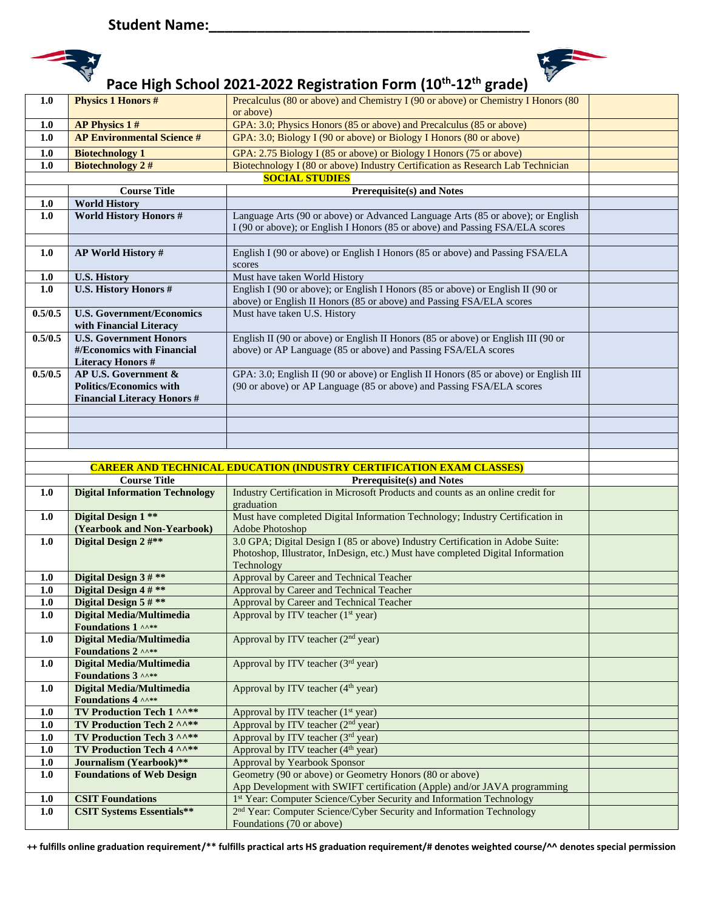**Student Name:\_\_\_\_\_\_\_\_\_\_\_\_\_\_\_\_\_\_\_\_\_\_\_\_\_\_\_\_\_\_\_\_\_\_\_\_\_\_\_\_\_\_\_\_**

# Pace High School 2021-2022 Registration Form (10th-12th grade)

| | | | |
|---|---|---|---|
| 1.0 | **Physics 1 Honors #** | Precalculus (80 or above) and Chemistry I (90 or above) or Chemistry I Honors (80 or above) | |
| 1.0 | **AP Physics 1 #** | GPA: 3.0; Physics Honors (85 or above) and Precalculus (85 or above) | |
| 1.0 | **AP Environmental Science #** | GPA: 3.0; Biology I (90 or above) or Biology I Honors (80 or above) | |
| 1.0 | **Biotechnology 1** | GPA: 2.75 Biology I (85 or above) or Biology I Honors (75 or above) | |
| 1.0 | **Biotechnology 2 #** | Biotechnology I (80 or above) Industry Certification as Research Lab Technician | |

| | | **SOCIAL STUDIES** | |
|---|---|---|---|
| | **Course Title** | **Prerequisite(s) and Notes** | |
| 1.0 | **World History** | | |
| 1.0 | **World History Honors #** | Language Arts (90 or above) or Advanced Language Arts (85 or above); or English I (90 or above); or English I Honors (85 or above) and Passing FSA/ELA scores | |
| | | | |
| 1.0 | **AP World History #** | English I (90 or above) or English I Honors (85 or above) and Passing FSA/ELA scores | |
| 1.0 | **U.S. History** | Must have taken World History | |
| 1.0 | **U.S. History Honors #** | English I (90 or above); or English I Honors (85 or above) or English II (90 or above) or English II Honors (85 or above) and Passing FSA/ELA scores | |
| 0.5/0.5 | **U.S. Government/Economics with Financial Literacy** | Must have taken U.S. History | |
| 0.5/0.5 | **U.S. Government Honors #/Economics with Financial Literacy Honors #** | English II (90 or above) or English II Honors (85 or above) or English III (90 or above) or AP Language (85 or above) and Passing FSA/ELA scores | |
| 0.5/0.5 | **AP U.S. Government & Politics/Economics with Financial Literacy Honors #** | GPA: 3.0; English II (90 or above) or English II Honors (85 or above) or English III (90 or above) or AP Language (85 or above) and Passing FSA/ELA scores | |
| | | | |
| | | | |
| | | | |

| | | **CAREER AND TECHNICAL EDUCATION (INDUSTRY CERTIFICATION EXAM CLASSES)** | |
|---|---|---|---|
| | **Course Title** | **Prerequisite(s) and Notes** | |
| 1.0 | **Digital Information Technology** | Industry Certification in Microsoft Products and counts as an online credit for graduation | |
| 1.0 | **Digital Design 1 \*\* (Yearbook and Non-Yearbook)** | Must have completed Digital Information Technology; Industry Certification in Adobe Photoshop | |
| 1.0 | **Digital Design 2 #\*\*** | 3.0 GPA; Digital Design I (85 or above) Industry Certification in Adobe Suite: Photoshop, Illustrator, InDesign, etc.) Must have completed Digital Information Technology | |
| 1.0 | **Digital Design 3 # \*\*** | Approval by Career and Technical Teacher | |
| 1.0 | **Digital Design 4 # \*\*** | Approval by Career and Technical Teacher | |
| 1.0 | **Digital Design 5 # \*\*** | Approval by Career and Technical Teacher | |
| 1.0 | **Digital Media/Multimedia Foundations 1 ^^\*\*** | Approval by ITV teacher (1st year) | |
| 1.0 | **Digital Media/Multimedia Foundations 2 ^^\*\*** | Approval by ITV teacher (2nd year) | |
| 1.0 | **Digital Media/Multimedia Foundations 3 ^^\*\*** | Approval by ITV teacher (3rd year) | |
| 1.0 | **Digital Media/Multimedia Foundations 4 ^^\*\*** | Approval by ITV teacher (4th year) | |
| 1.0 | **TV Production Tech 1 ^^\*\*** | Approval by ITV teacher (1st year) | |
| 1.0 | **TV Production Tech 2 ^^\*\*** | Approval by ITV teacher (2nd year) | |
| 1.0 | **TV Production Tech 3 ^^\*\*** | Approval by ITV teacher (3rd year) | |
| 1.0 | **TV Production Tech 4 ^^\*\*** | Approval by ITV teacher (4th year) | |
| 1.0 | **Journalism (Yearbook)\*\*** | Approval by Yearbook Sponsor | |
| 1.0 | **Foundations of Web Design** | Geometry (90 or above) or Geometry Honors (80 or above) App Development with SWIFT certification (Apple) and/or JAVA programming | |
| 1.0 | **CSIT Foundations** | 1st Year: Computer Science/Cyber Security and Information Technology | |
| 1.0 | **CSIT Systems Essentials\*\*** | 2nd Year: Computer Science/Cyber Security and Information Technology Foundations (70 or above) | |

**++ fulfills online graduation requirement/\*\* fulfills practical arts HS graduation requirement/# denotes weighted course/^^ denotes special permission**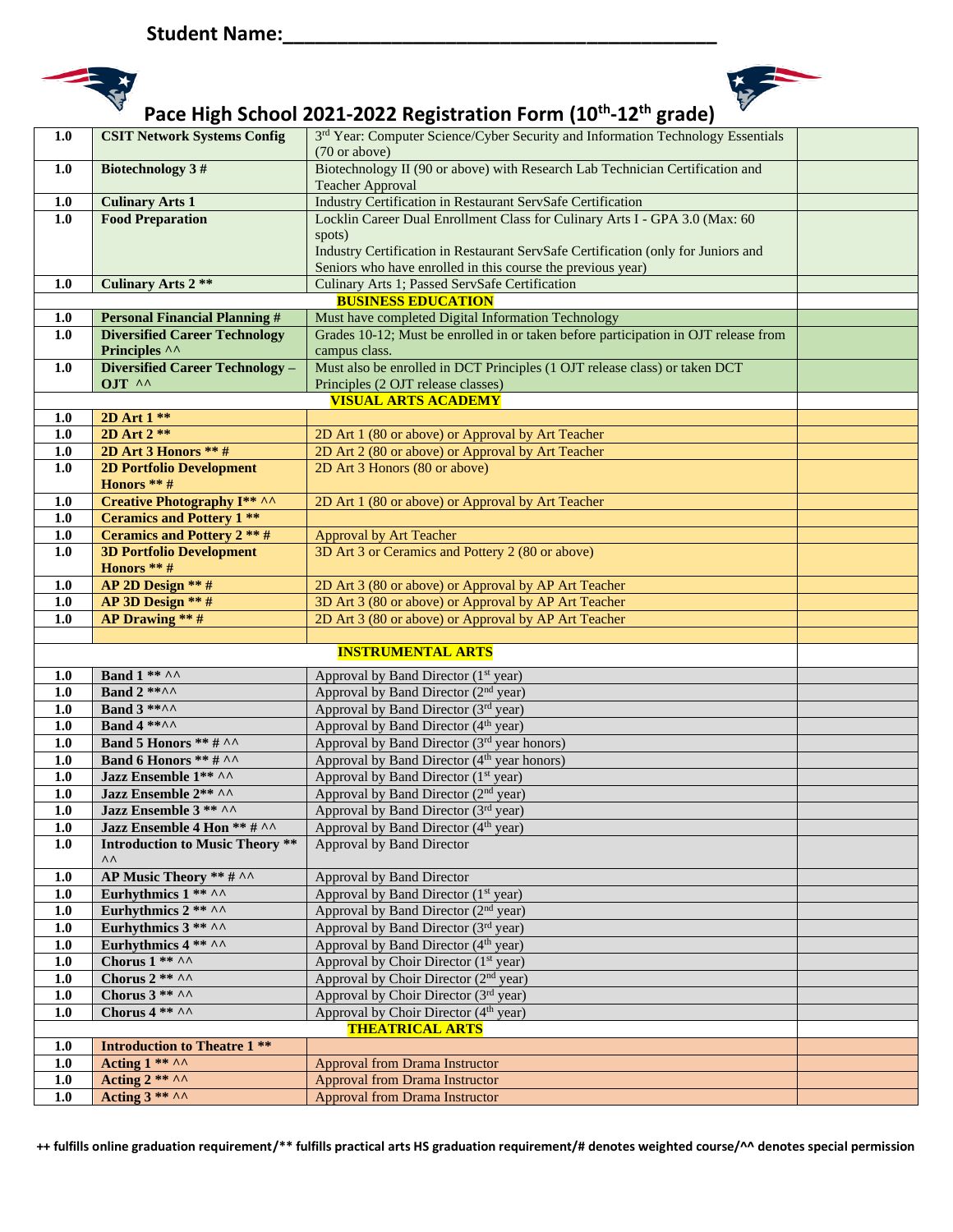Student Name:________________________________________

# Pace High School 2021-2022 Registration Form (10th-12th grade)

| | | | |
|---|---|---|---|
| 1.0 | **CSIT Network Systems Config** | 3rd Year: Computer Science/Cyber Security and Information Technology Essentials (70 or above) | |
| 1.0 | **Biotechnology 3 #** | Biotechnology II (90 or above) with Research Lab Technician Certification and Teacher Approval | |
| 1.0 | **Culinary Arts 1** | Industry Certification in Restaurant ServSafe Certification | |
| 1.0 | **Food Preparation** | Locklin Career Dual Enrollment Class for Culinary Arts I - GPA 3.0 (Max: 60 spots) Industry Certification in Restaurant ServSafe Certification (only for Juniors and Seniors who have enrolled in this course the previous year) | |
| 1.0 | **Culinary Arts 2 ** ** | Culinary Arts 1; Passed ServSafe Certification | |
| | | **BUSINESS EDUCATION** | |
| 1.0 | **Personal Financial Planning #** | Must have completed Digital Information Technology | |
| 1.0 | **Diversified Career Technology Principles ^^** | Grades 10-12; Must be enrolled in or taken before participation in OJT release from campus class. | |
| 1.0 | **Diversified Career Technology – OJT ^^** | Must also be enrolled in DCT Principles (1 OJT release class) or taken DCT Principles (2 OJT release classes) | |
| | | **VISUAL ARTS ACADEMY** | |
| 1.0 | **2D Art 1 ** ** | | |
| 1.0 | **2D Art 2 ** ** | 2D Art 1 (80 or above) or Approval by Art Teacher | |
| 1.0 | **2D Art 3 Honors ** #** | 2D Art 2 (80 or above) or Approval by Art Teacher | |
| 1.0 | **2D Portfolio Development Honors ** #** | 2D Art 3 Honors (80 or above) | |
| 1.0 | **Creative Photography I** ^^** | 2D Art 1 (80 or above) or Approval by Art Teacher | |
| 1.0 | **Ceramics and Pottery 1 ** ** | | |
| 1.0 | **Ceramics and Pottery 2 ** #** | Approval by Art Teacher | |
| 1.0 | **3D Portfolio Development Honors ** #** | 3D Art 3 or Ceramics and Pottery 2 (80 or above) | |
| 1.0 | **AP 2D Design ** #** | 2D Art 3 (80 or above) or Approval by AP Art Teacher | |
| 1.0 | **AP 3D Design ** #** | 3D Art 3 (80 or above) or Approval by AP Art Teacher | |
| 1.0 | **AP Drawing ** #** | 2D Art 3 (80 or above) or Approval by AP Art Teacher | |
| | | | |
| | | **INSTRUMENTAL ARTS** | |
| 1.0 | **Band 1 ** ^^** | Approval by Band Director (1st year) | |
| 1.0 | **Band 2 **^^** | Approval by Band Director (2nd year) | |
| 1.0 | **Band 3 **^^** | Approval by Band Director (3rd year) | |
| 1.0 | **Band 4 **^^** | Approval by Band Director (4th year) | |
| 1.0 | **Band 5 Honors ** # ^^** | Approval by Band Director (3rd year honors) | |
| 1.0 | **Band 6 Honors ** # ^^** | Approval by Band Director (4th year honors) | |
| 1.0 | **Jazz Ensemble 1** ^^** | Approval by Band Director (1st year) | |
| 1.0 | **Jazz Ensemble 2** ^^** | Approval by Band Director (2nd year) | |
| 1.0 | **Jazz Ensemble 3 ** ^^** | Approval by Band Director (3rd year) | |
| 1.0 | **Jazz Ensemble 4 Hon ** # ^^** | Approval by Band Director (4th year) | |
| 1.0 | **Introduction to Music Theory ** ^^** | Approval by Band Director | |
| 1.0 | **AP Music Theory ** # ^^** | Approval by Band Director | |
| 1.0 | **Eurhythmics 1 ** ^^** | Approval by Band Director (1st year) | |
| 1.0 | **Eurhythmics 2 ** ^^** | Approval by Band Director (2nd year) | |
| 1.0 | **Eurhythmics 3 ** ^^** | Approval by Band Director (3rd year) | |
| 1.0 | **Eurhythmics 4 ** ^^** | Approval by Band Director (4th year) | |
| 1.0 | **Chorus 1 ** ^^** | Approval by Choir Director (1st year) | |
| 1.0 | **Chorus 2 ** ^^** | Approval by Choir Director (2nd year) | |
| 1.0 | **Chorus 3 ** ^^** | Approval by Choir Director (3rd year) | |
| 1.0 | **Chorus 4 ** ^^** | Approval by Choir Director (4th year) | |
| | | **THEATRICAL ARTS** | |
| 1.0 | **Introduction to Theatre 1 ** ** | | |
| 1.0 | **Acting 1 ** ^^** | Approval from Drama Instructor | |
| 1.0 | **Acting 2 ** ^^** | Approval from Drama Instructor | |
| 1.0 | **Acting 3 ** ^^** | Approval from Drama Instructor | |

**++ fulfills online graduation requirement/** fulfills practical arts HS graduation requirement/# denotes weighted course/^^ denotes special permission**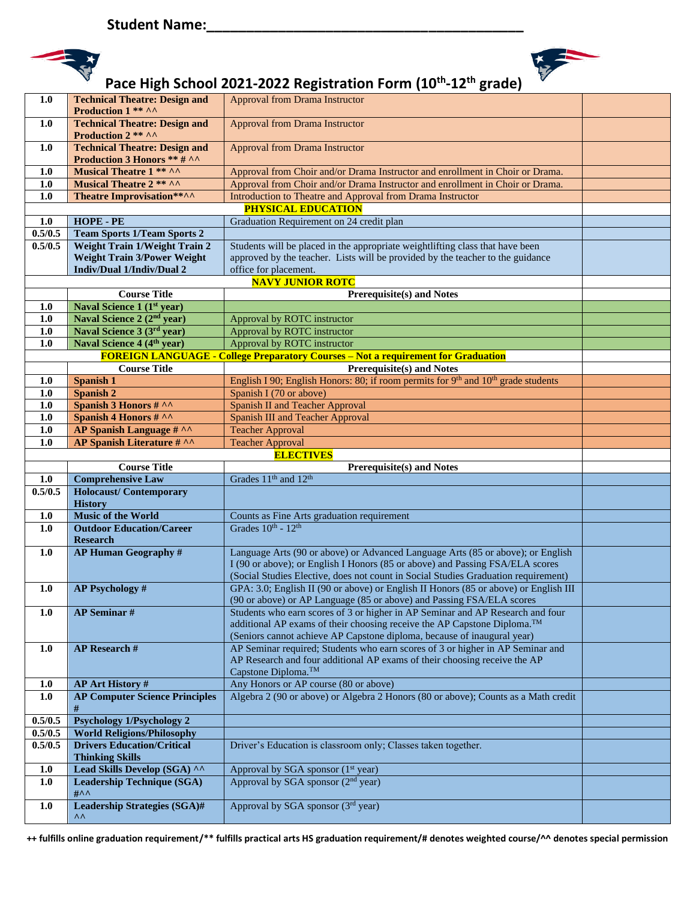**Student Name:\_\_\_\_\_\_\_\_\_\_\_\_\_\_\_\_\_\_\_\_\_\_\_\_\_\_\_\_\_\_\_\_\_\_\_\_\_\_\_\_\_\_**

# Pace High School 2021-2022 Registration Form (10th-12th grade)

| | | | |
|---|---|---|---|
| 1.0 | **Technical Theatre: Design and Production 1 \*\* ^^** | Approval from Drama Instructor | |
| 1.0 | **Technical Theatre: Design and Production 2 \*\* ^^** | Approval from Drama Instructor | |
| 1.0 | **Technical Theatre: Design and Production 3 Honors \*\* # ^^** | Approval from Drama Instructor | |
| 1.0 | **Musical Theatre 1 \*\* ^^** | Approval from Choir and/or Drama Instructor and enrollment in Choir or Drama. | |
| 1.0 | **Musical Theatre 2 \*\* ^^** | Approval from Choir and/or Drama Instructor and enrollment in Choir or Drama. | |
| 1.0 | **Theatre Improvisation\*\*^^** | Introduction to Theatre and Approval from Drama Instructor | |
| | | **PHYSICAL EDUCATION** | |
| 1.0 | **HOPE - PE** | Graduation Requirement on 24 credit plan | |
| 0.5/0.5 | **Team Sports 1/Team Sports 2** | | |
| 0.5/0.5 | **Weight Train 1/Weight Train 2 Weight Train 3/Power Weight Indiv/Dual 1/Indiv/Dual 2** | Students will be placed in the appropriate weightlifting class that have been approved by the teacher. Lists will be provided by the teacher to the guidance office for placement. | |
| | | **NAVY JUNIOR ROTC** | |
| | **Course Title** | **Prerequisite(s) and Notes** | |
| 1.0 | **Naval Science 1 (1st year)** | | |
| 1.0 | **Naval Science 2 (2nd year)** | Approval by ROTC instructor | |
| 1.0 | **Naval Science 3 (3rd year)** | Approval by ROTC instructor | |
| 1.0 | **Naval Science 4 (4th year)** | Approval by ROTC instructor | |
| | | **FOREIGN LANGUAGE - College Preparatory Courses – Not a requirement for Graduation** | |
| | **Course Title** | **Prerequisite(s) and Notes** | |
| 1.0 | **Spanish 1** | English I 90; English Honors: 80; if room permits for 9th and 10th grade students | |
| 1.0 | **Spanish 2** | Spanish I (70 or above) | |
| 1.0 | **Spanish 3 Honors # ^^** | Spanish II and Teacher Approval | |
| 1.0 | **Spanish 4 Honors # ^^** | Spanish III and Teacher Approval | |
| 1.0 | **AP Spanish Language # ^^** | Teacher Approval | |
| 1.0 | **AP Spanish Literature # ^^** | Teacher Approval | |
| | | **ELECTIVES** | |
| | **Course Title** | **Prerequisite(s) and Notes** | |
| 1.0 | **Comprehensive Law** | Grades 11th and 12th | |
| 0.5/0.5 | **Holocaust/ Contemporary History** | | |
| 1.0 | **Music of the World** | Counts as Fine Arts graduation requirement | |
| 1.0 | **Outdoor Education/Career Research** | Grades 10th - 12th | |
| 1.0 | **AP Human Geography #** | Language Arts (90 or above) or Advanced Language Arts (85 or above); or English I (90 or above); or English I Honors (85 or above) and Passing FSA/ELA scores (Social Studies Elective, does not count in Social Studies Graduation requirement) | |
| 1.0 | **AP Psychology #** | GPA: 3.0; English II (90 or above) or English II Honors (85 or above) or English III (90 or above) or AP Language (85 or above) and Passing FSA/ELA scores | |
| 1.0 | **AP Seminar #** | Students who earn scores of 3 or higher in AP Seminar and AP Research and four additional AP exams of their choosing receive the AP Capstone Diploma.TM (Seniors cannot achieve AP Capstone diploma, because of inaugural year) | |
| 1.0 | **AP Research #** | AP Seminar required; Students who earn scores of 3 or higher in AP Seminar and AP Research and four additional AP exams of their choosing receive the AP Capstone Diploma.TM | |
| 1.0 | **AP Art History #** | Any Honors or AP course (80 or above) | |
| 1.0 | **AP Computer Science Principles #** | Algebra 2 (90 or above) or Algebra 2 Honors (80 or above); Counts as a Math credit | |
| 0.5/0.5 | **Psychology 1/Psychology 2** | | |
| 0.5/0.5 | **World Religions/Philosophy** | | |
| 0.5/0.5 | **Drivers Education/Critical Thinking Skills** | Driver's Education is classroom only; Classes taken together. | |
| 1.0 | **Lead Skills Develop (SGA) ^^** | Approval by SGA sponsor (1st year) | |
| 1.0 | **Leadership Technique (SGA) #^^** | Approval by SGA sponsor (2nd year) | |
| 1.0 | **Leadership Strategies (SGA)# ^^** | Approval by SGA sponsor (3rd year) | |

**++ fulfills online graduation requirement/\*\* fulfills practical arts HS graduation requirement/# denotes weighted course/^^ denotes special permission**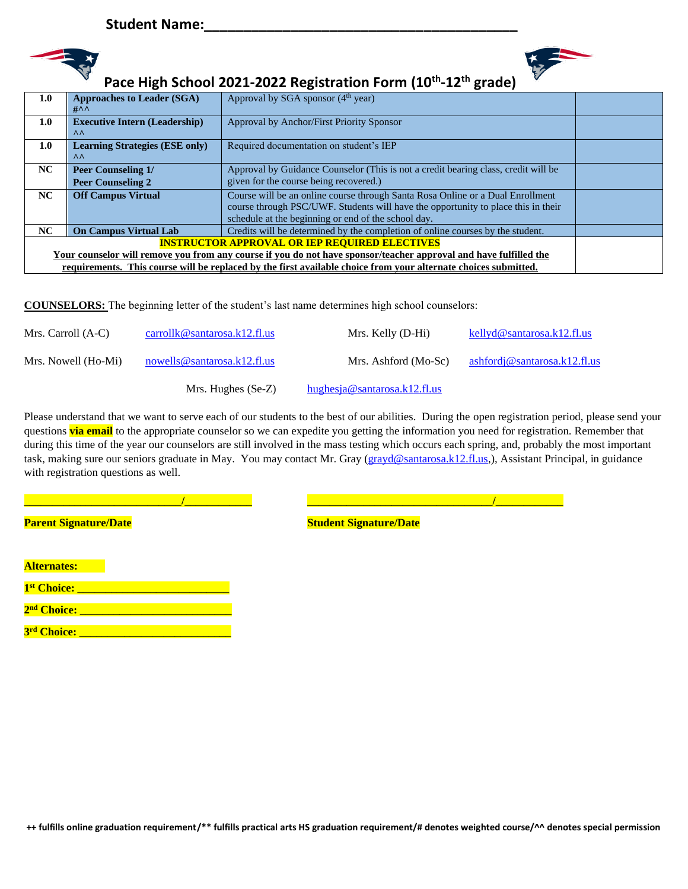**Student Name:_______________________________________**

# Pace High School 2021-2022 Registration Form (10th-12th grade)

| | | | |
|---|---|---|---|
| **1.0** | **Approaches to Leader (SGA)** #^^ | Approval by SGA sponsor (4th year) | |
| **1.0** | **Executive Intern (Leadership)** ^^ | Approval by Anchor/First Priority Sponsor | |
| **1.0** | **Learning Strategies (ESE only)** ^^ | Required documentation on student's IEP | |
| **NC** | **Peer Counseling 1/ Peer Counseling 2** | Approval by Guidance Counselor (This is not a credit bearing class, credit will be given for the course being recovered.) | |
| **NC** | **Off Campus Virtual** | Course will be an online course through Santa Rosa Online or a Dual Enrollment course through PSC/UWF. Students will have the opportunity to place this in their schedule at the beginning or end of the school day. | |
| **NC** | **On Campus Virtual Lab** | Credits will be determined by the completion of online courses by the student. | |
| **INSTRUCTOR APPROVAL OR IEP REQUIRED ELECTIVES** **Your counselor will remove you from any course if you do not have sponsor/teacher approval and have fulfilled the requirements. This course will be replaced by the first available choice from your alternate choices submitted.** | | | |

**COUNSELORS:** The beginning letter of the student's last name determines high school counselors:

Mrs. Carroll (A-C) carrollk@santarosa.k12.fl.us

Mrs. Kelly (D-Hi) kellyd@santarosa.k12.fl.us

Mrs. Nowell (Ho-Mi) nowells@santarosa.k12.fl.us

Mrs. Ashford (Mo-Sc) ashfordj@santarosa.k12.fl.us

Mrs. Hughes (Se-Z) hughesja@santarosa.k12.fl.us

Please understand that we want to serve each of our students to the best of our abilities. During the open registration period, please send your questions **via email** to the appropriate counselor so we can expedite you getting the information you need for registration. Remember that during this time of the year our counselors are still involved in the mass testing which occurs each spring, and, probably the most important task, making sure our seniors graduate in May. You may contact Mr. Gray (grayd@santarosa.k12.fl.us,), Assistant Principal, in guidance with registration questions as well.

___________________________/___________ **Parent Signature/Date**

_________________________________/___________ **Student Signature/Date**

**Alternates:**

**1st Choice:** __________________________

**2nd Choice:** __________________________

**3rd Choice:** __________________________

++ fulfills online graduation requirement/** fulfills practical arts HS graduation requirement/# denotes weighted course/^^ denotes special permission